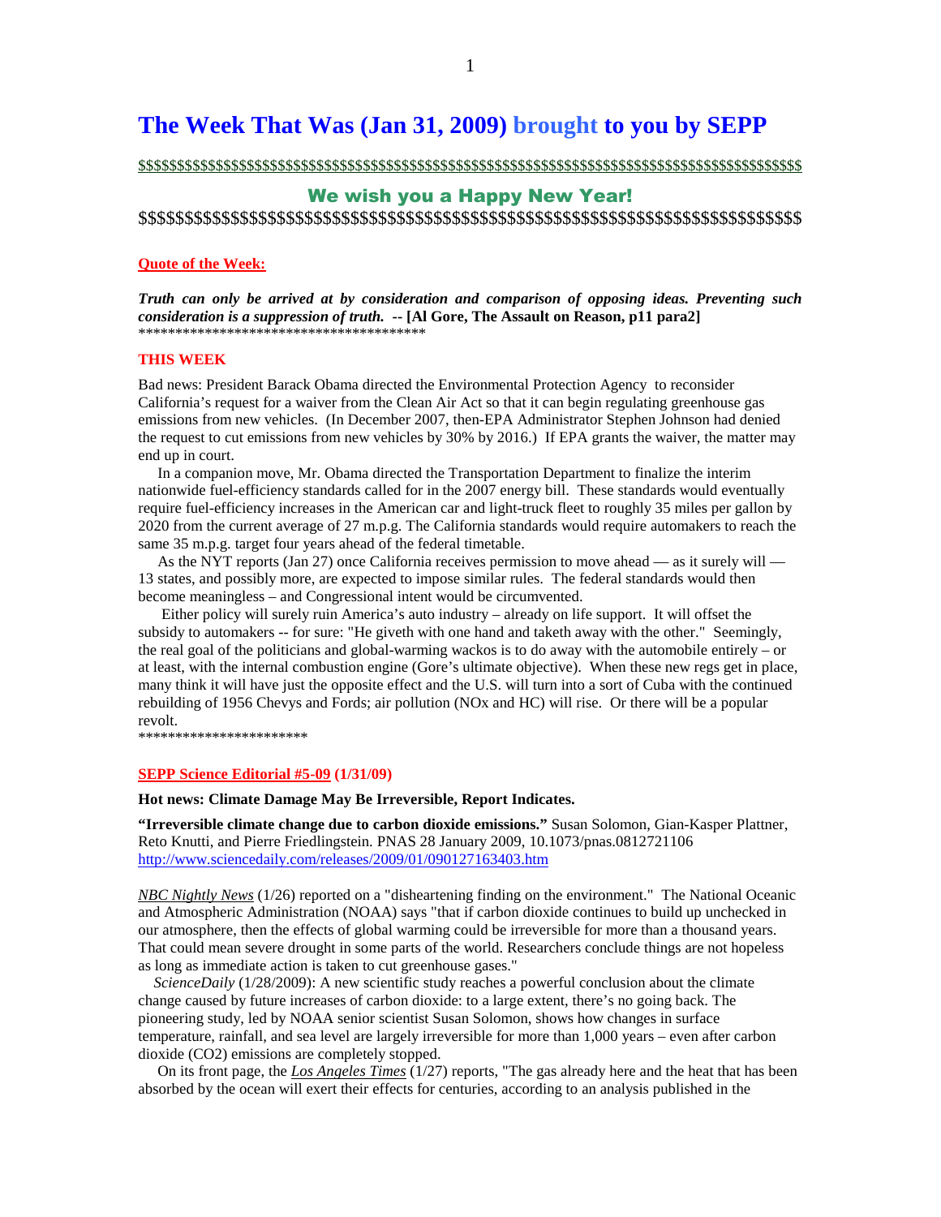# The Week That Was (Jan 31, 2009) brought to you by SEPP

$$$$$$$$$$$$$$$$$$$$$$$$$$$$$$$$$$$$$$$$$$$$$$$$$$$$$$$$$$$$$$$$$$$$$$$$$$$$$$$$$$$$$

## We wish you a Happy New Year!

$$$$$$$$$$$$$$$$$$$$$$$$$$$$$$$$$$$$$$$$$$$$$$$$$$$$$$$$$$$$$$$$$$$$$$$$$$$$$$$$$$$$$

**Quote of the Week:**

***Truth can only be arrived at by consideration and comparison of opposing ideas. Preventing such consideration is a suppression of truth.* -- [Al Gore, The Assault on Reason, p11 para2]**

*****************************************

**THIS WEEK**

Bad news: President Barack Obama directed the Environmental Protection Agency to reconsider California's request for a waiver from the Clean Air Act so that it can begin regulating greenhouse gas emissions from new vehicles. (In December 2007, then-EPA Administrator Stephen Johnson had denied the request to cut emissions from new vehicles by 30% by 2016.) If EPA grants the waiver, the matter may end up in court.

In a companion move, Mr. Obama directed the Transportation Department to finalize the interim nationwide fuel-efficiency standards called for in the 2007 energy bill. These standards would eventually require fuel-efficiency increases in the American car and light-truck fleet to roughly 35 miles per gallon by 2020 from the current average of 27 m.p.g. The California standards would require automakers to reach the same 35 m.p.g. target four years ahead of the federal timetable.

As the NYT reports (Jan 27) once California receives permission to move ahead — as it surely will — 13 states, and possibly more, are expected to impose similar rules. The federal standards would then become meaningless – and Congressional intent would be circumvented.

Either policy will surely ruin America's auto industry – already on life support. It will offset the subsidy to automakers -- for sure: "He giveth with one hand and taketh away with the other." Seemingly, the real goal of the politicians and global-warming wackos is to do away with the automobile entirely – or at least, with the internal combustion engine (Gore's ultimate objective). When these new regs get in place, many think it will have just the opposite effect and the U.S. will turn into a sort of Cuba with the continued rebuilding of 1956 Chevys and Fords; air pollution (NOx and HC) will rise. Or there will be a popular revolt.

***********************

**SEPP Science Editorial #5-09 (1/31/09)**

**Hot news: Climate Damage May Be Irreversible, Report Indicates.**

**"Irreversible climate change due to carbon dioxide emissions."** Susan Solomon, Gian-Kasper Plattner, Reto Knutti, and Pierre Friedlingstein. PNAS 28 January 2009, 10.1073/pnas.0812721106
http://www.sciencedaily.com/releases/2009/01/090127163403.htm

*NBC Nightly News* (1/26) reported on a "disheartening finding on the environment." The National Oceanic and Atmospheric Administration (NOAA) says "that if carbon dioxide continues to build up unchecked in our atmosphere, then the effects of global warming could be irreversible for more than a thousand years. That could mean severe drought in some parts of the world. Researchers conclude things are not hopeless as long as immediate action is taken to cut greenhouse gases."

*ScienceDaily* (1/28/2009): A new scientific study reaches a powerful conclusion about the climate change caused by future increases of carbon dioxide: to a large extent, there's no going back. The pioneering study, led by NOAA senior scientist Susan Solomon, shows how changes in surface temperature, rainfall, and sea level are largely irreversible for more than 1,000 years – even after carbon dioxide ($CO_2$) emissions are completely stopped.

On its front page, the *Los Angeles Times* (1/27) reports, "The gas already here and the heat that has been absorbed by the ocean will exert their effects for centuries, according to an analysis published in the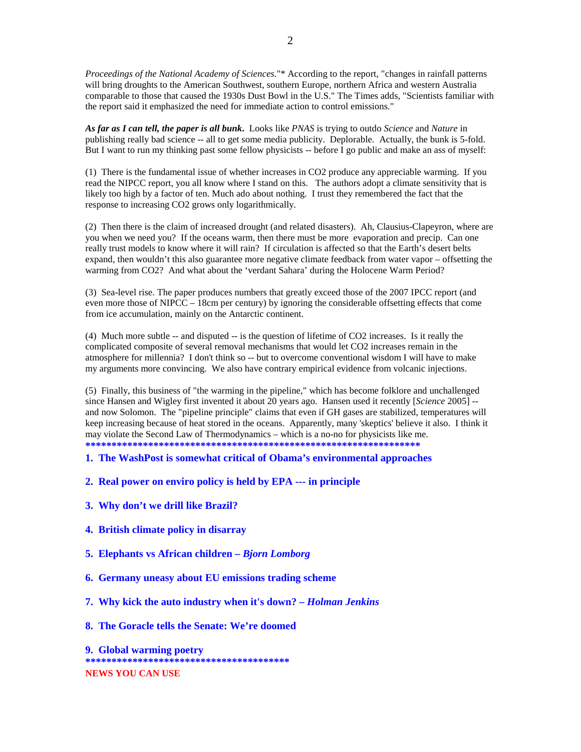*Proceedings of the National Academy of Sciences*."* According to the report, "changes in rainfall patterns will bring droughts to the American Southwest, southern Europe, northern Africa and western Australia comparable to those that caused the 1930s Dust Bowl in the U.S." The Times adds, "Scientists familiar with the report said it emphasized the need for immediate action to control emissions."

***As far as I can tell, the paper is all bunk***. Looks like *PNAS* is trying to outdo *Science* and *Nature* in publishing really bad science -- all to get some media publicity. Deplorable. Actually, the bunk is 5-fold. But I want to run my thinking past some fellow physicists -- before I go public and make an ass of myself:

(1) There is the fundamental issue of whether increases in $CO_2$ produce any appreciable warming. If you read the NIPCC report, you all know where I stand on this. The authors adopt a climate sensitivity that is likely too high by a factor of ten. Much ado about nothing. I trust they remembered the fact that the response to increasing $CO_2$ grows only logarithmically.

(2) Then there is the claim of increased drought (and related disasters). Ah, Clausius-Clapeyron, where are you when we need you? If the oceans warm, then there must be more evaporation and precip. Can one really trust models to know where it will rain? If circulation is affected so that the Earth's desert belts expand, then wouldn't this also guarantee more negative climate feedback from water vapor – offsetting the warming from $CO_2$? And what about the 'verdant Sahara' during the Holocene Warm Period?

(3) Sea-level rise. The paper produces numbers that greatly exceed those of the 2007 IPCC report (and even more those of NIPCC – 18cm per century) by ignoring the considerable offsetting effects that come from ice accumulation, mainly on the Antarctic continent.

(4) Much more subtle -- and disputed -- is the question of lifetime of $CO_2$ increases. Is it really the complicated composite of several removal mechanisms that would let $CO_2$ increases remain in the atmosphere for millennia? I don't think so -- but to overcome conventional wisdom I will have to make my arguments more convincing. We also have contrary empirical evidence from volcanic injections.

(5) Finally, this business of "the warming in the pipeline," which has become folklore and unchallenged since Hansen and Wigley first invented it about 20 years ago. Hansen used it recently [*Science* 2005] -- and now Solomon. The "pipeline principle" claims that even if GH gases are stabilized, temperatures will keep increasing because of heat stored in the oceans. Apparently, many 'skeptics' believe it also. I think it may violate the Second Law of Thermodynamics – which is a no-no for physicists like me.

**************************************************************************

**1. The WashPost is somewhat critical of Obama's environmental approaches**

**2. Real power on enviro policy is held by EPA --- in principle**

**3. Why don't we drill like Brazil?**

**4. British climate policy in disarray**

**5. Elephants vs African children – *Bjorn Lomborg***

**6. Germany uneasy about EU emissions trading scheme**

**7. Why kick the auto industry when it's down? – *Holman Jenkins***

**8. The Goracle tells the Senate: We're doomed**

**9. Global warming poetry**

****************************************

**NEWS YOU CAN USE**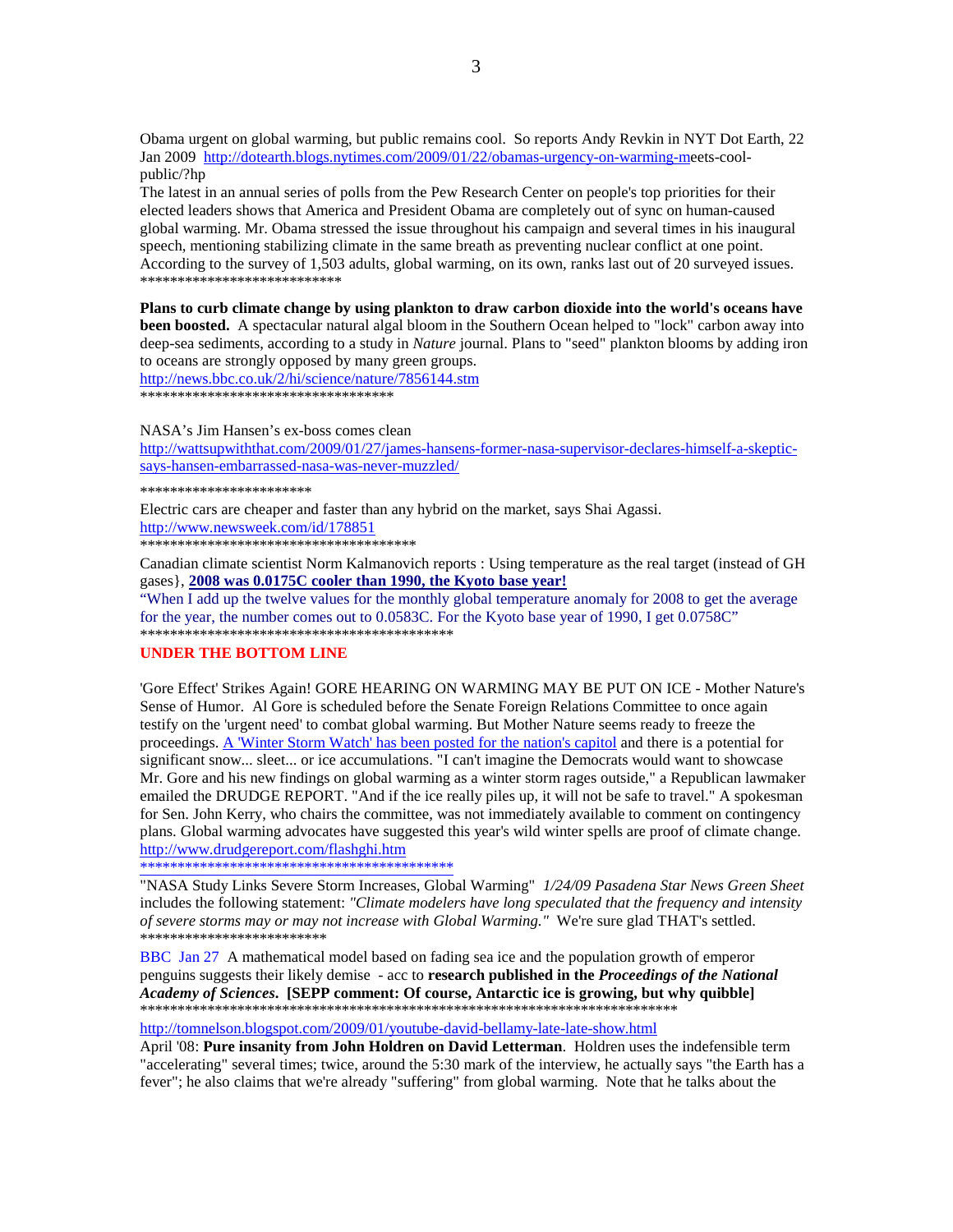Obama urgent on global warming, but public remains cool. So reports Andy Revkin in NYT Dot Earth, 22 Jan 2009 http://dotearth.blogs.nytimes.com/2009/01/22/obamas-urgency-on-warming-meets-cool-public/?hp

The latest in an annual series of polls from the Pew Research Center on people's top priorities for their elected leaders shows that America and President Obama are completely out of sync on human-caused global warming. Mr. Obama stressed the issue throughout his campaign and several times in his inaugural speech, mentioning stabilizing climate in the same breath as preventing nuclear conflict at one point. According to the survey of 1,503 adults, global warming, on its own, ranks last out of 20 surveyed issues.

\*\*\*\*\*\*\*\*\*\*\*\*\*\*\*\*\*\*\*\*\*\*\*\*\*\*\*

**Plans to curb climate change by using plankton to draw carbon dioxide into the world's oceans have been boosted.** A spectacular natural algal bloom in the Southern Ocean helped to "lock" carbon away into deep-sea sediments, according to a study in *Nature* journal. Plans to "seed" plankton blooms by adding iron to oceans are strongly opposed by many green groups.

http://news.bbc.co.uk/2/hi/science/nature/7856144.stm

\*\*\*\*\*\*\*\*\*\*\*\*\*\*\*\*\*\*\*\*\*\*\*\*\*\*\*\*\*\*\*\*\*\*\*\*

NASA's Jim Hansen's ex-boss comes clean

http://wattsupwiththat.com/2009/01/27/james-hansens-former-nasa-supervisor-declares-himself-a-skeptic-says-hansen-embarrassed-nasa-was-never-muzzled/

\*\*\*\*\*\*\*\*\*\*\*\*\*\*\*\*\*\*\*\*\*\*\*\*

Electric cars are cheaper and faster than any hybrid on the market, says Shai Agassi.

http://www.newsweek.com/id/178851

\*\*\*\*\*\*\*\*\*\*\*\*\*\*\*\*\*\*\*\*\*\*\*\*\*\*\*\*\*\*\*\*\*\*\*\*\*\*\*

Canadian climate scientist Norm Kalmanovich reports : Using temperature as the real target (instead of GH gases}, **2008 was 0.0175C cooler than 1990, the Kyoto base year!**

"When I add up the twelve values for the monthly global temperature anomaly for 2008 to get the average for the year, the number comes out to 0.0583C. For the Kyoto base year of 1990, I get 0.0758C"

\*\*\*\*\*\*\*\*\*\*\*\*\*\*\*\*\*\*\*\*\*\*\*\*\*\*\*\*\*\*\*\*\*\*\*\*\*\*\*\*\*\*\*\*\*

## UNDER THE BOTTOM LINE

'Gore Effect' Strikes Again! GORE HEARING ON WARMING MAY BE PUT ON ICE - Mother Nature's Sense of Humor. Al Gore is scheduled before the Senate Foreign Relations Committee to once again testify on the 'urgent need' to combat global warming. But Mother Nature seems ready to freeze the proceedings. A 'Winter Storm Watch' has been posted for the nation's capitol and there is a potential for significant snow... sleet... or ice accumulations. "I can't imagine the Democrats would want to showcase Mr. Gore and his new findings on global warming as a winter storm rages outside," a Republican lawmaker emailed the DRUDGE REPORT. "And if the ice really piles up, it will not be safe to travel." A spokesman for Sen. John Kerry, who chairs the committee, was not immediately available to comment on contingency plans. Global warming advocates have suggested this year's wild winter spells are proof of climate change.

http://www.drudgereport.com/flashghi.htm

\*\*\*\*\*\*\*\*\*\*\*\*\*\*\*\*\*\*\*\*\*\*\*\*\*\*\*\*\*\*\*\*\*\*\*\*\*\*\*\*\*\*\*\*\*

"NASA Study Links Severe Storm Increases, Global Warming" *1/24/09 Pasadena Star News Green Sheet* includes the following statement: *"Climate modelers have long speculated that the frequency and intensity of severe storms may or may not increase with Global Warming."* We're sure glad THAT's settled.

\*\*\*\*\*\*\*\*\*\*\*\*\*\*\*\*\*\*\*\*\*\*\*\*\*\*

BBC Jan 27 A mathematical model based on fading sea ice and the population growth of emperor penguins suggests their likely demise - acc to **research published in the *Proceedings of the National Academy of Sciences*. [SEPP comment: Of course, Antarctic ice is growing, but why quibble]**

\*\*\*\*\*\*\*\*\*\*\*\*\*\*\*\*\*\*\*\*\*\*\*\*\*\*\*\*\*\*\*\*\*\*\*\*\*\*\*\*\*\*\*\*\*\*\*\*\*\*\*\*\*\*\*\*\*\*\*\*\*\*\*\*\*\*\*\*\*\*\*\*\*\*\*

http://tomnelson.blogspot.com/2009/01/youtube-david-bellamy-late-late-show.html

April '08: **Pure insanity from John Holdren on David Letterman**. Holdren uses the indefensible term "accelerating" several times; twice, around the 5:30 mark of the interview, he actually says "the Earth has a fever"; he also claims that we're already "suffering" from global warming. Note that he talks about the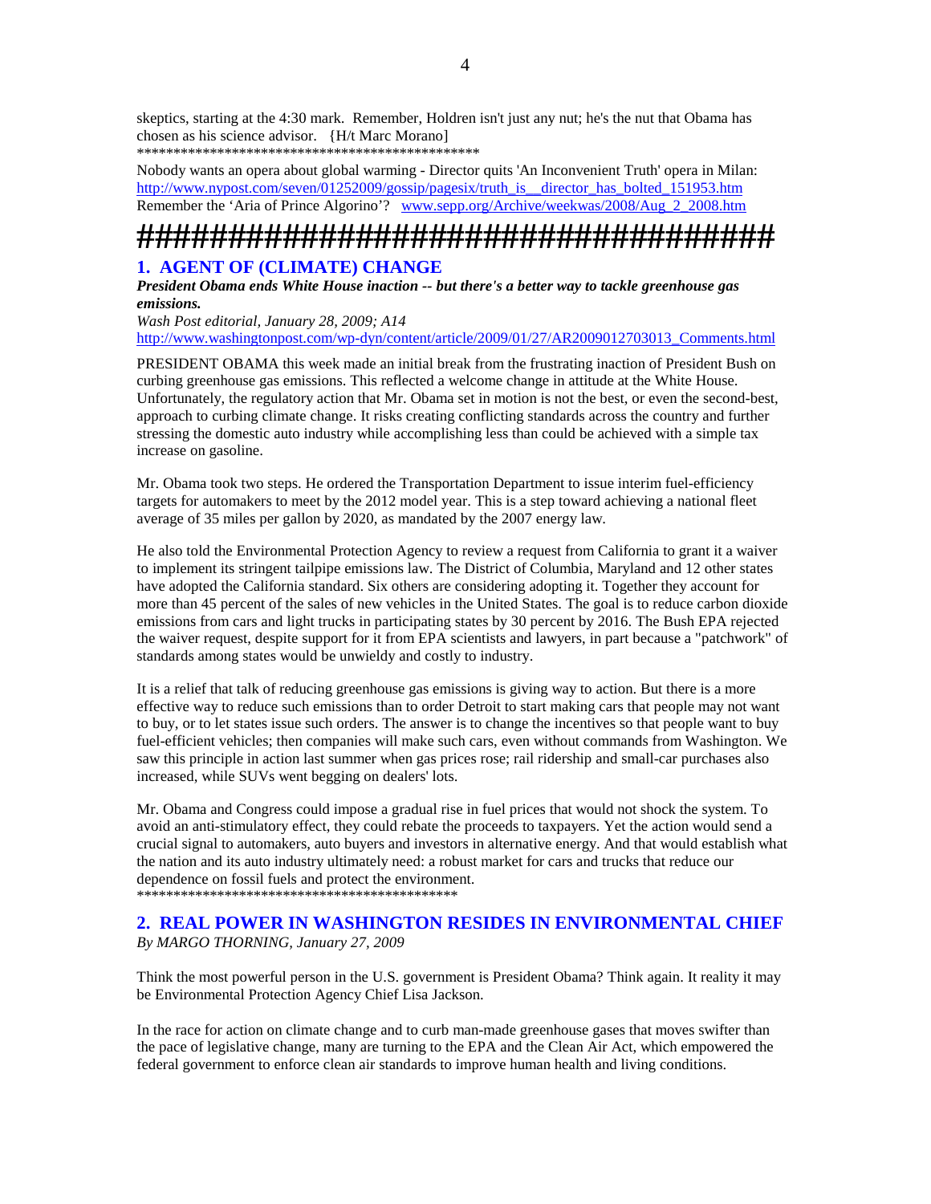skeptics, starting at the 4:30 mark. Remember, Holdren isn't just any nut; he's the nut that Obama has chosen as his science advisor. {H/t Marc Morano]

\*\*\*\*\*\*\*\*\*\*\*\*\*\*\*\*\*\*\*\*\*\*\*\*\*\*\*\*\*\*\*\*\*\*\*\*\*\*\*\*\*\*\*\*\*\*\*\*

Nobody wants an opera about global warming - Director quits 'An Inconvenient Truth' opera in Milan: http://www.nypost.com/seven/01252009/gossip/pagesix/truth_is__director_has_bolted_151953.htm
Remember the 'Aria of Prince Algorino'? www.sepp.org/Archive/weekwas/2008/Aug_2_2008.htm

########################################

## 1. AGENT OF (CLIMATE) CHANGE

***President Obama ends White House inaction -- but there's a better way to tackle greenhouse gas emissions.***

*Wash Post editorial, January 28, 2009; A14*

http://www.washingtonpost.com/wp-dyn/content/article/2009/01/27/AR2009012703013_Comments.html

PRESIDENT OBAMA this week made an initial break from the frustrating inaction of President Bush on curbing greenhouse gas emissions. This reflected a welcome change in attitude at the White House. Unfortunately, the regulatory action that Mr. Obama set in motion is not the best, or even the second-best, approach to curbing climate change. It risks creating conflicting standards across the country and further stressing the domestic auto industry while accomplishing less than could be achieved with a simple tax increase on gasoline.

Mr. Obama took two steps. He ordered the Transportation Department to issue interim fuel-efficiency targets for automakers to meet by the 2012 model year. This is a step toward achieving a national fleet average of 35 miles per gallon by 2020, as mandated by the 2007 energy law.

He also told the Environmental Protection Agency to review a request from California to grant it a waiver to implement its stringent tailpipe emissions law. The District of Columbia, Maryland and 12 other states have adopted the California standard. Six others are considering adopting it. Together they account for more than 45 percent of the sales of new vehicles in the United States. The goal is to reduce carbon dioxide emissions from cars and light trucks in participating states by 30 percent by 2016. The Bush EPA rejected the waiver request, despite support for it from EPA scientists and lawyers, in part because a "patchwork" of standards among states would be unwieldy and costly to industry.

It is a relief that talk of reducing greenhouse gas emissions is giving way to action. But there is a more effective way to reduce such emissions than to order Detroit to start making cars that people may not want to buy, or to let states issue such orders. The answer is to change the incentives so that people want to buy fuel-efficient vehicles; then companies will make such cars, even without commands from Washington. We saw this principle in action last summer when gas prices rose; rail ridership and small-car purchases also increased, while SUVs went begging on dealers' lots.

Mr. Obama and Congress could impose a gradual rise in fuel prices that would not shock the system. To avoid an anti-stimulatory effect, they could rebate the proceeds to taxpayers. Yet the action would send a crucial signal to automakers, auto buyers and investors in alternative energy. And that would establish what the nation and its auto industry ultimately need: a robust market for cars and trucks that reduce our dependence on fossil fuels and protect the environment.

\*\*\*\*\*\*\*\*\*\*\*\*\*\*\*\*\*\*\*\*\*\*\*\*\*\*\*\*\*\*\*\*\*\*\*\*\*\*\*\*\*\*\*\*\*

## 2. REAL POWER IN WASHINGTON RESIDES IN ENVIRONMENTAL CHIEF

*By MARGO THORNING, January 27, 2009*

Think the most powerful person in the U.S. government is President Obama? Think again. It reality it may be Environmental Protection Agency Chief Lisa Jackson.

In the race for action on climate change and to curb man-made greenhouse gases that moves swifter than the pace of legislative change, many are turning to the EPA and the Clean Air Act, which empowered the federal government to enforce clean air standards to improve human health and living conditions.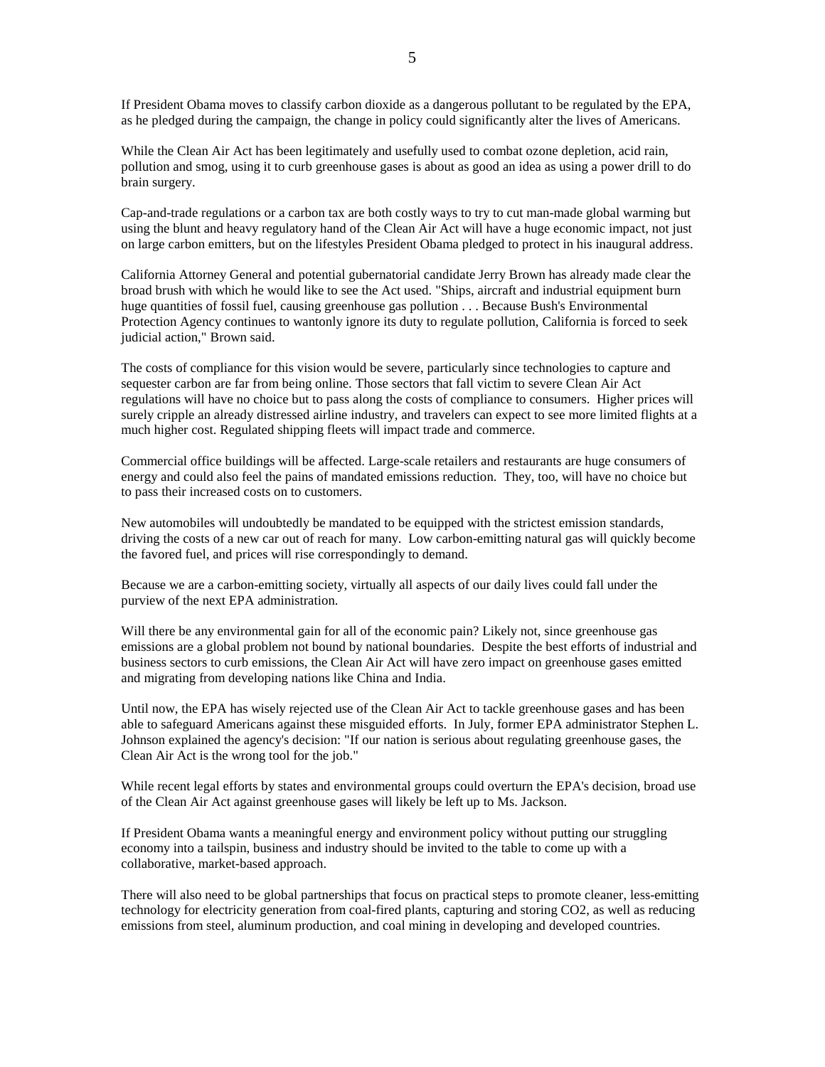If President Obama moves to classify carbon dioxide as a dangerous pollutant to be regulated by the EPA, as he pledged during the campaign, the change in policy could significantly alter the lives of Americans.

While the Clean Air Act has been legitimately and usefully used to combat ozone depletion, acid rain, pollution and smog, using it to curb greenhouse gases is about as good an idea as using a power drill to do brain surgery.

Cap-and-trade regulations or a carbon tax are both costly ways to try to cut man-made global warming but using the blunt and heavy regulatory hand of the Clean Air Act will have a huge economic impact, not just on large carbon emitters, but on the lifestyles President Obama pledged to protect in his inaugural address.

California Attorney General and potential gubernatorial candidate Jerry Brown has already made clear the broad brush with which he would like to see the Act used. "Ships, aircraft and industrial equipment burn huge quantities of fossil fuel, causing greenhouse gas pollution . . . Because Bush's Environmental Protection Agency continues to wantonly ignore its duty to regulate pollution, California is forced to seek judicial action," Brown said.

The costs of compliance for this vision would be severe, particularly since technologies to capture and sequester carbon are far from being online. Those sectors that fall victim to severe Clean Air Act regulations will have no choice but to pass along the costs of compliance to consumers. Higher prices will surely cripple an already distressed airline industry, and travelers can expect to see more limited flights at a much higher cost. Regulated shipping fleets will impact trade and commerce.

Commercial office buildings will be affected. Large-scale retailers and restaurants are huge consumers of energy and could also feel the pains of mandated emissions reduction. They, too, will have no choice but to pass their increased costs on to customers.

New automobiles will undoubtedly be mandated to be equipped with the strictest emission standards, driving the costs of a new car out of reach for many. Low carbon-emitting natural gas will quickly become the favored fuel, and prices will rise correspondingly to demand.

Because we are a carbon-emitting society, virtually all aspects of our daily lives could fall under the purview of the next EPA administration.

Will there be any environmental gain for all of the economic pain? Likely not, since greenhouse gas emissions are a global problem not bound by national boundaries. Despite the best efforts of industrial and business sectors to curb emissions, the Clean Air Act will have zero impact on greenhouse gases emitted and migrating from developing nations like China and India.

Until now, the EPA has wisely rejected use of the Clean Air Act to tackle greenhouse gases and has been able to safeguard Americans against these misguided efforts. In July, former EPA administrator Stephen L. Johnson explained the agency's decision: "If our nation is serious about regulating greenhouse gases, the Clean Air Act is the wrong tool for the job."

While recent legal efforts by states and environmental groups could overturn the EPA's decision, broad use of the Clean Air Act against greenhouse gases will likely be left up to Ms. Jackson.

If President Obama wants a meaningful energy and environment policy without putting our struggling economy into a tailspin, business and industry should be invited to the table to come up with a collaborative, market-based approach.

There will also need to be global partnerships that focus on practical steps to promote cleaner, less-emitting technology for electricity generation from coal-fired plants, capturing and storing $CO_2$, as well as reducing emissions from steel, aluminum production, and coal mining in developing and developed countries.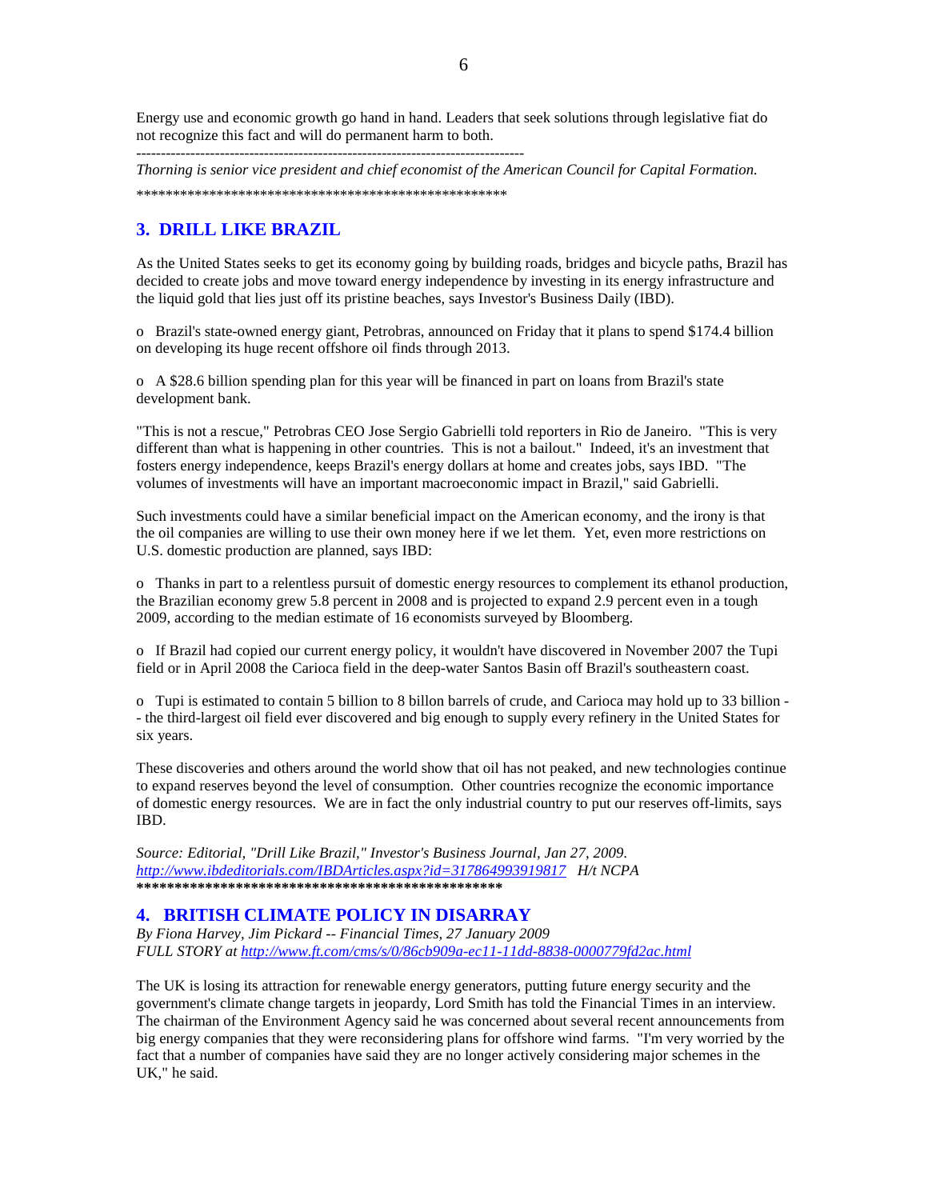Energy use and economic growth go hand in hand. Leaders that seek solutions through legislative fiat do not recognize this fact and will do permanent harm to both.

-------------------------------------------------------------------------------

*Thorning is senior vice president and chief economist of the American Council for Capital Formation.*

*****************************************************

## 3. DRILL LIKE BRAZIL

As the United States seeks to get its economy going by building roads, bridges and bicycle paths, Brazil has decided to create jobs and move toward energy independence by investing in its energy infrastructure and the liquid gold that lies just off its pristine beaches, says Investor's Business Daily (IBD).

o Brazil's state-owned energy giant, Petrobras, announced on Friday that it plans to spend $174.4 billion on developing its huge recent offshore oil finds through 2013.

o A $28.6 billion spending plan for this year will be financed in part on loans from Brazil's state development bank.

"This is not a rescue," Petrobras CEO Jose Sergio Gabrielli told reporters in Rio de Janeiro. "This is very different than what is happening in other countries. This is not a bailout." Indeed, it's an investment that fosters energy independence, keeps Brazil's energy dollars at home and creates jobs, says IBD. "The volumes of investments will have an important macroeconomic impact in Brazil," said Gabrielli.

Such investments could have a similar beneficial impact on the American economy, and the irony is that the oil companies are willing to use their own money here if we let them. Yet, even more restrictions on U.S. domestic production are planned, says IBD:

o Thanks in part to a relentless pursuit of domestic energy resources to complement its ethanol production, the Brazilian economy grew 5.8 percent in 2008 and is projected to expand 2.9 percent even in a tough 2009, according to the median estimate of 16 economists surveyed by Bloomberg.

o If Brazil had copied our current energy policy, it wouldn't have discovered in November 2007 the Tupi field or in April 2008 the Carioca field in the deep-water Santos Basin off Brazil's southeastern coast.

o Tupi is estimated to contain 5 billion to 8 billon barrels of crude, and Carioca may hold up to 33 billion -- the third-largest oil field ever discovered and big enough to supply every refinery in the United States for six years.

These discoveries and others around the world show that oil has not peaked, and new technologies continue to expand reserves beyond the level of consumption. Other countries recognize the economic importance of domestic energy resources. We are in fact the only industrial country to put our reserves off-limits, says IBD.

*Source: Editorial, "Drill Like Brazil," Investor's Business Journal, Jan 27, 2009.*
*http://www.ibdeditorials.com/IBDArticles.aspx?id=317864993919817 H/t NCPA*
**************************************************

## 4. BRITISH CLIMATE POLICY IN DISARRAY

*By Fiona Harvey, Jim Pickard -- Financial Times, 27 January 2009*
*FULL STORY at http://www.ft.com/cms/s/0/86cb909a-ec11-11dd-8838-0000779fd2ac.html*

The UK is losing its attraction for renewable energy generators, putting future energy security and the government's climate change targets in jeopardy, Lord Smith has told the Financial Times in an interview. The chairman of the Environment Agency said he was concerned about several recent announcements from big energy companies that they were reconsidering plans for offshore wind farms. "I'm very worried by the fact that a number of companies have said they are no longer actively considering major schemes in the UK," he said.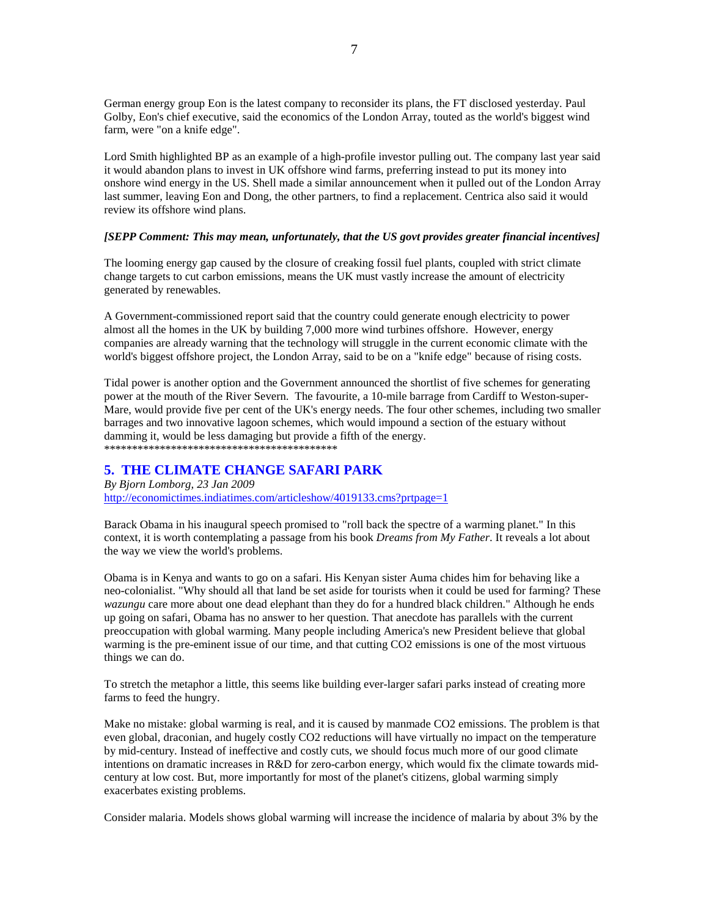German energy group Eon is the latest company to reconsider its plans, the FT disclosed yesterday. Paul Golby, Eon's chief executive, said the economics of the London Array, touted as the world's biggest wind farm, were "on a knife edge".

Lord Smith highlighted BP as an example of a high-profile investor pulling out. The company last year said it would abandon plans to invest in UK offshore wind farms, preferring instead to put its money into onshore wind energy in the US. Shell made a similar announcement when it pulled out of the London Array last summer, leaving Eon and Dong, the other partners, to find a replacement. Centrica also said it would review its offshore wind plans.

***[SEPP Comment: This may mean, unfortunately, that the US govt provides greater financial incentives]***

The looming energy gap caused by the closure of creaking fossil fuel plants, coupled with strict climate change targets to cut carbon emissions, means the UK must vastly increase the amount of electricity generated by renewables.

A Government-commissioned report said that the country could generate enough electricity to power almost all the homes in the UK by building 7,000 more wind turbines offshore. However, energy companies are already warning that the technology will struggle in the current economic climate with the world's biggest offshore project, the London Array, said to be on a "knife edge" because of rising costs.

Tidal power is another option and the Government announced the shortlist of five schemes for generating power at the mouth of the River Severn. The favourite, a 10-mile barrage from Cardiff to Weston-super-Mare, would provide five per cent of the UK's energy needs. The four other schemes, including two smaller barrages and two innovative lagoon schemes, which would impound a section of the estuary without damming it, would be less damaging but provide a fifth of the energy.
*******************************************

## 5. THE CLIMATE CHANGE SAFARI PARK

*By Bjorn Lomborg, 23 Jan 2009*
http://economictimes.indiatimes.com/articleshow/4019133.cms?prtpage=1

Barack Obama in his inaugural speech promised to "roll back the spectre of a warming planet." In this context, it is worth contemplating a passage from his book *Dreams from My Father*. It reveals a lot about the way we view the world's problems.

Obama is in Kenya and wants to go on a safari. His Kenyan sister Auma chides him for behaving like a neo-colonialist. "Why should all that land be set aside for tourists when it could be used for farming? These *wazungu* care more about one dead elephant than they do for a hundred black children." Although he ends up going on safari, Obama has no answer to her question. That anecdote has parallels with the current preoccupation with global warming. Many people including America's new President believe that global warming is the pre-eminent issue of our time, and that cutting CO2 emissions is one of the most virtuous things we can do.

To stretch the metaphor a little, this seems like building ever-larger safari parks instead of creating more farms to feed the hungry.

Make no mistake: global warming is real, and it is caused by manmade CO2 emissions. The problem is that even global, draconian, and hugely costly CO2 reductions will have virtually no impact on the temperature by mid-century. Instead of ineffective and costly cuts, we should focus much more of our good climate intentions on dramatic increases in R&D for zero-carbon energy, which would fix the climate towards mid-century at low cost. But, more importantly for most of the planet's citizens, global warming simply exacerbates existing problems.

Consider malaria. Models shows global warming will increase the incidence of malaria by about 3% by the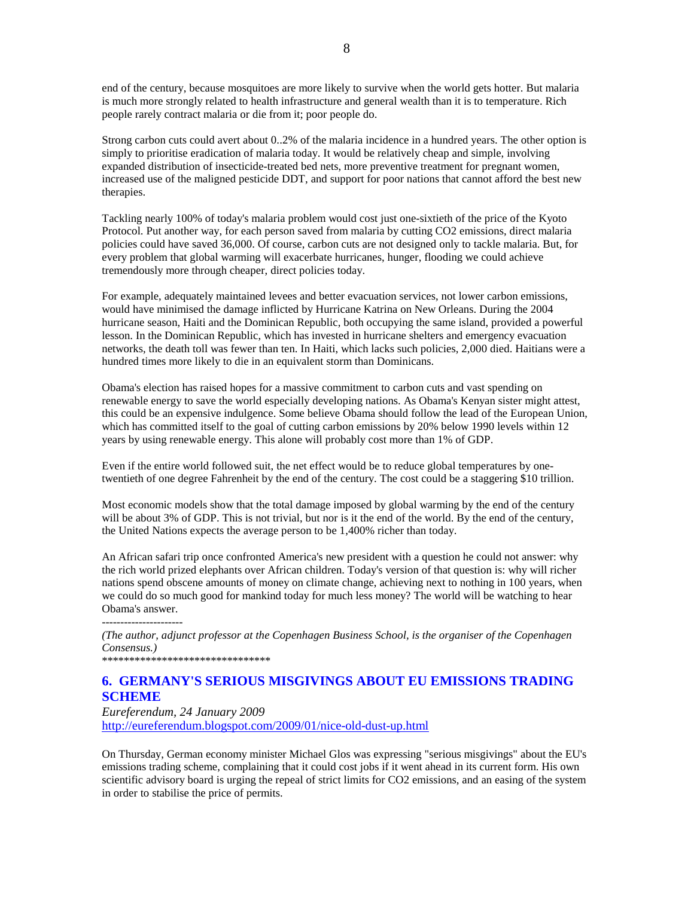end of the century, because mosquitoes are more likely to survive when the world gets hotter. But malaria is much more strongly related to health infrastructure and general wealth than it is to temperature. Rich people rarely contract malaria or die from it; poor people do.

Strong carbon cuts could avert about 0..2% of the malaria incidence in a hundred years. The other option is simply to prioritise eradication of malaria today. It would be relatively cheap and simple, involving expanded distribution of insecticide-treated bed nets, more preventive treatment for pregnant women, increased use of the maligned pesticide DDT, and support for poor nations that cannot afford the best new therapies.

Tackling nearly 100% of today's malaria problem would cost just one-sixtieth of the price of the Kyoto Protocol. Put another way, for each person saved from malaria by cutting CO2 emissions, direct malaria policies could have saved 36,000. Of course, carbon cuts are not designed only to tackle malaria. But, for every problem that global warming will exacerbate hurricanes, hunger, flooding we could achieve tremendously more through cheaper, direct policies today.

For example, adequately maintained levees and better evacuation services, not lower carbon emissions, would have minimised the damage inflicted by Hurricane Katrina on New Orleans. During the 2004 hurricane season, Haiti and the Dominican Republic, both occupying the same island, provided a powerful lesson. In the Dominican Republic, which has invested in hurricane shelters and emergency evacuation networks, the death toll was fewer than ten. In Haiti, which lacks such policies, 2,000 died. Haitians were a hundred times more likely to die in an equivalent storm than Dominicans.

Obama's election has raised hopes for a massive commitment to carbon cuts and vast spending on renewable energy to save the world especially developing nations. As Obama's Kenyan sister might attest, this could be an expensive indulgence. Some believe Obama should follow the lead of the European Union, which has committed itself to the goal of cutting carbon emissions by 20% below 1990 levels within 12 years by using renewable energy. This alone will probably cost more than 1% of GDP.

Even if the entire world followed suit, the net effect would be to reduce global temperatures by one-twentieth of one degree Fahrenheit by the end of the century. The cost could be a staggering $10 trillion.

Most economic models show that the total damage imposed by global warming by the end of the century will be about 3% of GDP. This is not trivial, but nor is it the end of the world. By the end of the century, the United Nations expects the average person to be 1,400% richer than today.

An African safari trip once confronted America's new president with a question he could not answer: why the rich world prized elephants over African children. Today's version of that question is: why will richer nations spend obscene amounts of money on climate change, achieving next to nothing in 100 years, when we could do so much good for mankind today for much less money? The world will be watching to hear Obama's answer.

----------------------

*(The author, adjunct professor at the Copenhagen Business School, is the organiser of the Copenhagen Consensus.)*

********************************

## 6. GERMANY'S SERIOUS MISGIVINGS ABOUT EU EMISSIONS TRADING SCHEME

*Eureferendum, 24 January 2009*
http://eureferendum.blogspot.com/2009/01/nice-old-dust-up.html

On Thursday, German economy minister Michael Glos was expressing "serious misgivings" about the EU's emissions trading scheme, complaining that it could cost jobs if it went ahead in its current form. His own scientific advisory board is urging the repeal of strict limits for CO2 emissions, and an easing of the system in order to stabilise the price of permits.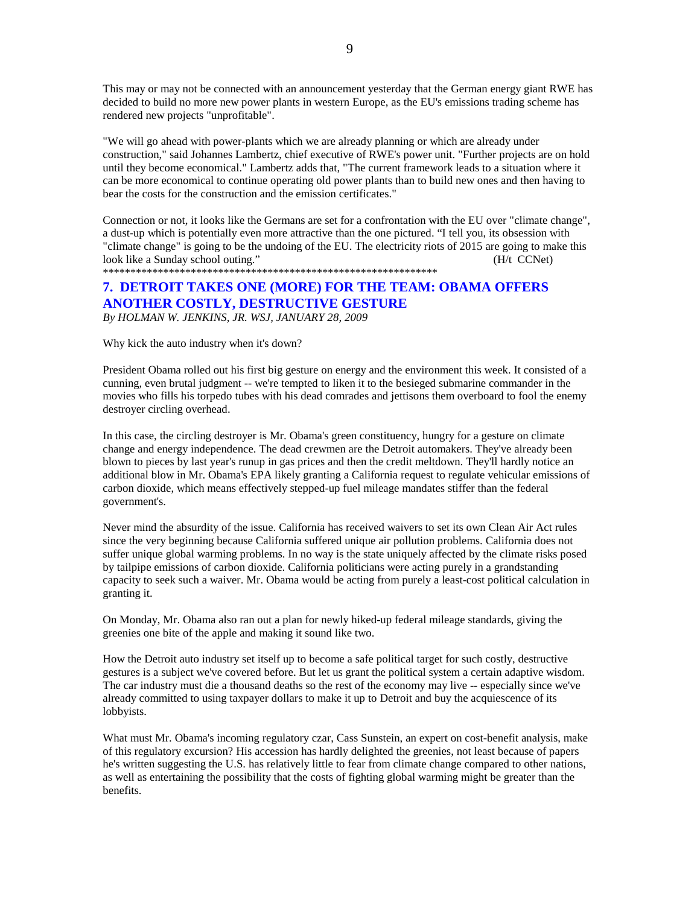This may or may not be connected with an announcement yesterday that the German energy giant RWE has decided to build no more new power plants in western Europe, as the EU's emissions trading scheme has rendered new projects "unprofitable".

"We will go ahead with power-plants which we are already planning or which are already under construction," said Johannes Lambertz, chief executive of RWE's power unit. "Further projects are on hold until they become economical." Lambertz adds that, "The current framework leads to a situation where it can be more economical to continue operating old power plants than to build new ones and then having to bear the costs for the construction and the emission certificates."

Connection or not, it looks like the Germans are set for a confrontation with the EU over "climate change", a dust-up which is potentially even more attractive than the one pictured. "I tell you, its obsession with "climate change" is going to be the undoing of the EU. The electricity riots of 2015 are going to make this look like a Sunday school outing." (H/t CCNet)

*************************************************************

## 7. DETROIT TAKES ONE (MORE) FOR THE TEAM: OBAMA OFFERS ANOTHER COSTLY, DESTRUCTIVE GESTURE

*By HOLMAN W. JENKINS, JR. WSJ, JANUARY 28, 2009*

Why kick the auto industry when it's down?

President Obama rolled out his first big gesture on energy and the environment this week. It consisted of a cunning, even brutal judgment -- we're tempted to liken it to the besieged submarine commander in the movies who fills his torpedo tubes with his dead comrades and jettisons them overboard to fool the enemy destroyer circling overhead.

In this case, the circling destroyer is Mr. Obama's green constituency, hungry for a gesture on climate change and energy independence. The dead crewmen are the Detroit automakers. They've already been blown to pieces by last year's runup in gas prices and then the credit meltdown. They'll hardly notice an additional blow in Mr. Obama's EPA likely granting a California request to regulate vehicular emissions of carbon dioxide, which means effectively stepped-up fuel mileage mandates stiffer than the federal government's.

Never mind the absurdity of the issue. California has received waivers to set its own Clean Air Act rules since the very beginning because California suffered unique air pollution problems. California does not suffer unique global warming problems. In no way is the state uniquely affected by the climate risks posed by tailpipe emissions of carbon dioxide. California politicians were acting purely in a grandstanding capacity to seek such a waiver. Mr. Obama would be acting from purely a least-cost political calculation in granting it.

On Monday, Mr. Obama also ran out a plan for newly hiked-up federal mileage standards, giving the greenies one bite of the apple and making it sound like two.

How the Detroit auto industry set itself up to become a safe political target for such costly, destructive gestures is a subject we've covered before. But let us grant the political system a certain adaptive wisdom. The car industry must die a thousand deaths so the rest of the economy may live -- especially since we've already committed to using taxpayer dollars to make it up to Detroit and buy the acquiescence of its lobbyists.

What must Mr. Obama's incoming regulatory czar, Cass Sunstein, an expert on cost-benefit analysis, make of this regulatory excursion? His accession has hardly delighted the greenies, not least because of papers he's written suggesting the U.S. has relatively little to fear from climate change compared to other nations, as well as entertaining the possibility that the costs of fighting global warming might be greater than the benefits.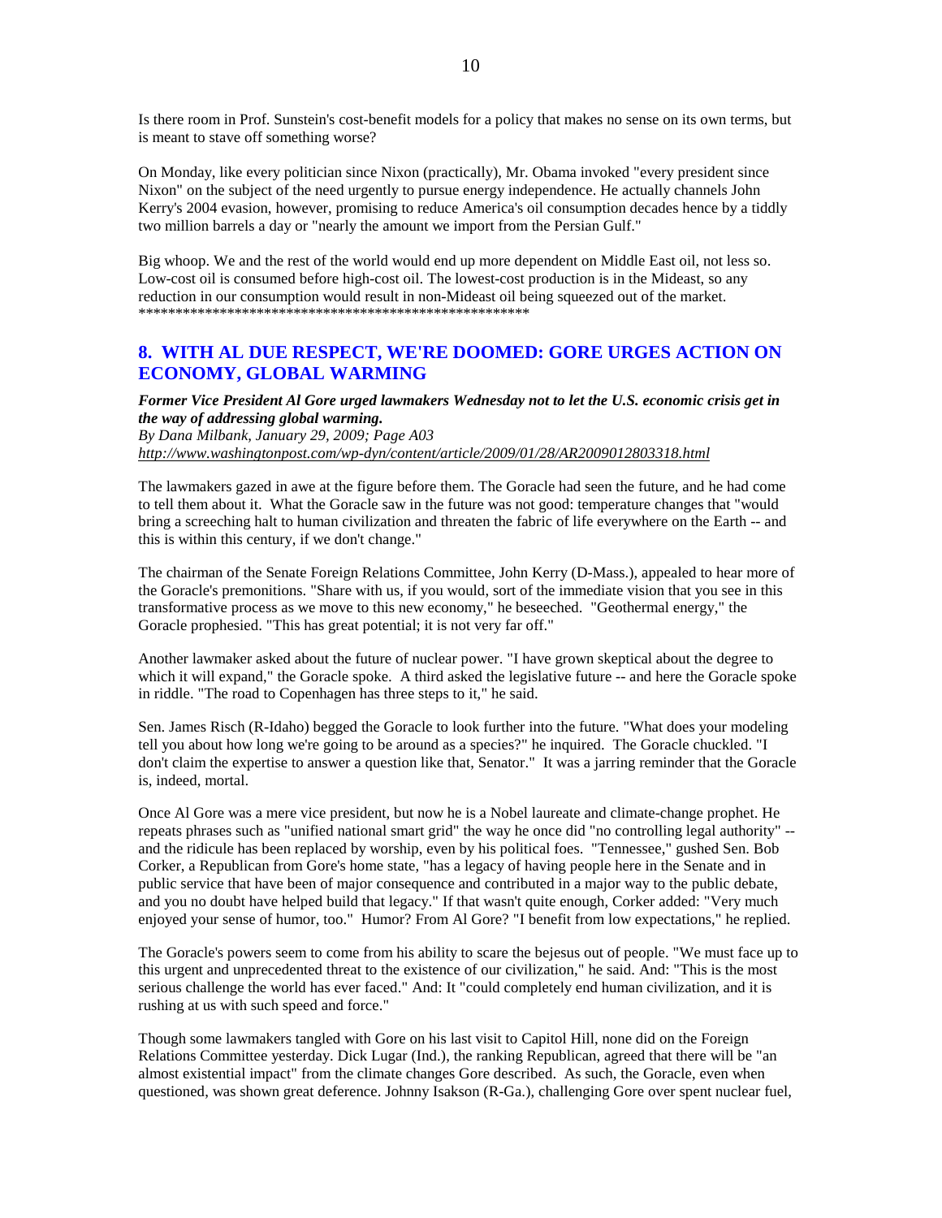Is there room in Prof. Sunstein's cost-benefit models for a policy that makes no sense on its own terms, but is meant to stave off something worse?

On Monday, like every politician since Nixon (practically), Mr. Obama invoked "every president since Nixon" on the subject of the need urgently to pursue energy independence. He actually channels John Kerry's 2004 evasion, however, promising to reduce America's oil consumption decades hence by a tiddly two million barrels a day or "nearly the amount we import from the Persian Gulf."

Big whoop. We and the rest of the world would end up more dependent on Middle East oil, not less so. Low-cost oil is consumed before high-cost oil. The lowest-cost production is in the Mideast, so any reduction in our consumption would result in non-Mideast oil being squeezed out of the market.
*****************************************************

## 8. WITH AL DUE RESPECT, WE'RE DOOMED: GORE URGES ACTION ON ECONOMY, GLOBAL WARMING

***Former Vice President Al Gore urged lawmakers Wednesday not to let the U.S. economic crisis get in the way of addressing global warming.***
*By Dana Milbank, January 29, 2009; Page A03*
*http://www.washingtonpost.com/wp-dyn/content/article/2009/01/28/AR2009012803318.html*

The lawmakers gazed in awe at the figure before them. The Goracle had seen the future, and he had come to tell them about it. What the Goracle saw in the future was not good: temperature changes that "would bring a screeching halt to human civilization and threaten the fabric of life everywhere on the Earth -- and this is within this century, if we don't change."

The chairman of the Senate Foreign Relations Committee, John Kerry (D-Mass.), appealed to hear more of the Goracle's premonitions. "Share with us, if you would, sort of the immediate vision that you see in this transformative process as we move to this new economy," he beseeched. "Geothermal energy," the Goracle prophesied. "This has great potential; it is not very far off."

Another lawmaker asked about the future of nuclear power. "I have grown skeptical about the degree to which it will expand," the Goracle spoke. A third asked the legislative future -- and here the Goracle spoke in riddle. "The road to Copenhagen has three steps to it," he said.

Sen. James Risch (R-Idaho) begged the Goracle to look further into the future. "What does your modeling tell you about how long we're going to be around as a species?" he inquired. The Goracle chuckled. "I don't claim the expertise to answer a question like that, Senator." It was a jarring reminder that the Goracle is, indeed, mortal.

Once Al Gore was a mere vice president, but now he is a Nobel laureate and climate-change prophet. He repeats phrases such as "unified national smart grid" the way he once did "no controlling legal authority" -- and the ridicule has been replaced by worship, even by his political foes. "Tennessee," gushed Sen. Bob Corker, a Republican from Gore's home state, "has a legacy of having people here in the Senate and in public service that have been of major consequence and contributed in a major way to the public debate, and you no doubt have helped build that legacy." If that wasn't quite enough, Corker added: "Very much enjoyed your sense of humor, too." Humor? From Al Gore? "I benefit from low expectations," he replied.

The Goracle's powers seem to come from his ability to scare the bejesus out of people. "We must face up to this urgent and unprecedented threat to the existence of our civilization," he said. And: "This is the most serious challenge the world has ever faced." And: It "could completely end human civilization, and it is rushing at us with such speed and force."

Though some lawmakers tangled with Gore on his last visit to Capitol Hill, none did on the Foreign Relations Committee yesterday. Dick Lugar (Ind.), the ranking Republican, agreed that there will be "an almost existential impact" from the climate changes Gore described. As such, the Goracle, even when questioned, was shown great deference. Johnny Isakson (R-Ga.), challenging Gore over spent nuclear fuel,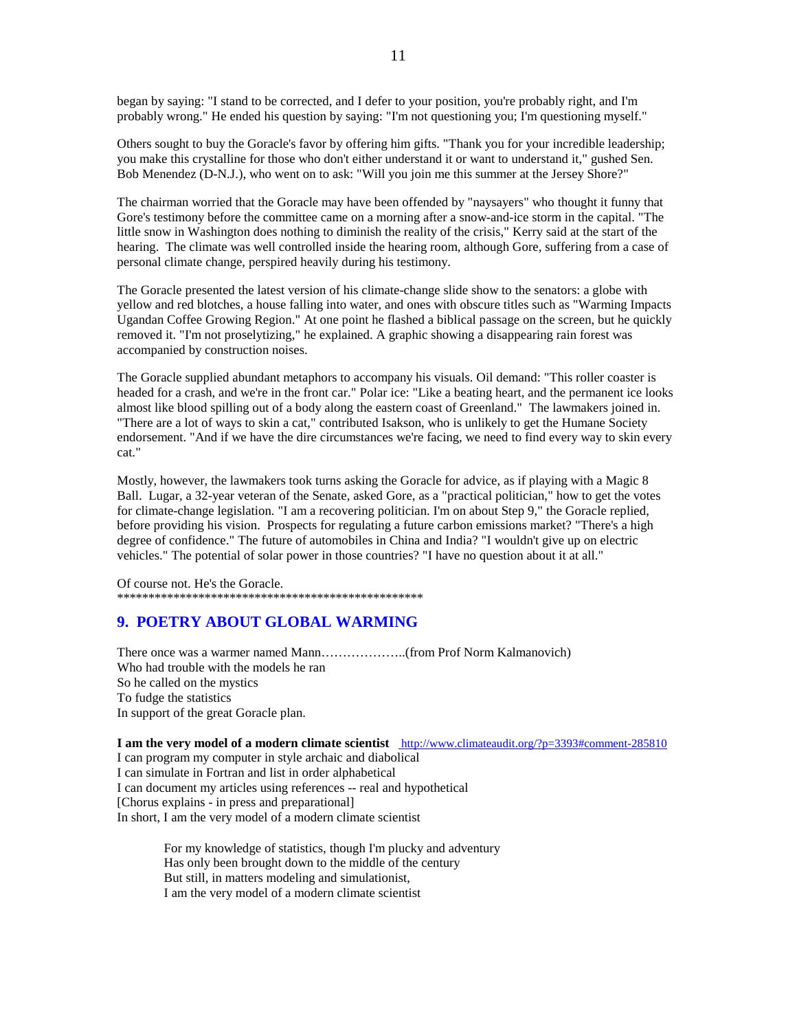began by saying: "I stand to be corrected, and I defer to your position, you're probably right, and I'm probably wrong." He ended his question by saying: "I'm not questioning you; I'm questioning myself."

Others sought to buy the Goracle's favor by offering him gifts. "Thank you for your incredible leadership; you make this crystalline for those who don't either understand it or want to understand it," gushed Sen. Bob Menendez (D-N.J.), who went on to ask: "Will you join me this summer at the Jersey Shore?"

The chairman worried that the Goracle may have been offended by "naysayers" who thought it funny that Gore's testimony before the committee came on a morning after a snow-and-ice storm in the capital. "The little snow in Washington does nothing to diminish the reality of the crisis," Kerry said at the start of the hearing. The climate was well controlled inside the hearing room, although Gore, suffering from a case of personal climate change, perspired heavily during his testimony.

The Goracle presented the latest version of his climate-change slide show to the senators: a globe with yellow and red blotches, a house falling into water, and ones with obscure titles such as "Warming Impacts Ugandan Coffee Growing Region." At one point he flashed a biblical passage on the screen, but he quickly removed it. "I'm not proselytizing," he explained. A graphic showing a disappearing rain forest was accompanied by construction noises.

The Goracle supplied abundant metaphors to accompany his visuals. Oil demand: "This roller coaster is headed for a crash, and we're in the front car." Polar ice: "Like a beating heart, and the permanent ice looks almost like blood spilling out of a body along the eastern coast of Greenland." The lawmakers joined in. "There are a lot of ways to skin a cat," contributed Isakson, who is unlikely to get the Humane Society endorsement. "And if we have the dire circumstances we're facing, we need to find every way to skin every cat."

Mostly, however, the lawmakers took turns asking the Goracle for advice, as if playing with a Magic 8 Ball. Lugar, a 32-year veteran of the Senate, asked Gore, as a "practical politician," how to get the votes for climate-change legislation. "I am a recovering politician. I'm on about Step 9," the Goracle replied, before providing his vision. Prospects for regulating a future carbon emissions market? "There's a high degree of confidence." The future of automobiles in China and India? "I wouldn't give up on electric vehicles." The potential of solar power in those countries? "I have no question about it at all."

Of course not. He's the Goracle.
****************************************************

## 9. POETRY ABOUT GLOBAL WARMING

There once was a warmer named Mann………………..(from Prof Norm Kalmanovich)
Who had trouble with the models he ran
So he called on the mystics
To fudge the statistics
In support of the great Goracle plan.

**I am the very model of a modern climate scientist** http://www.climateaudit.org/?p=3393#comment-285810
I can program my computer in style archaic and diabolical
I can simulate in Fortran and list in order alphabetical
I can document my articles using references -- real and hypothetical
[Chorus explains - in press and preparational]
In short, I am the very model of a modern climate scientist

> For my knowledge of statistics, though I'm plucky and adventury
> Has only been brought down to the middle of the century
> But still, in matters modeling and simulationist,
> I am the very model of a modern climate scientist